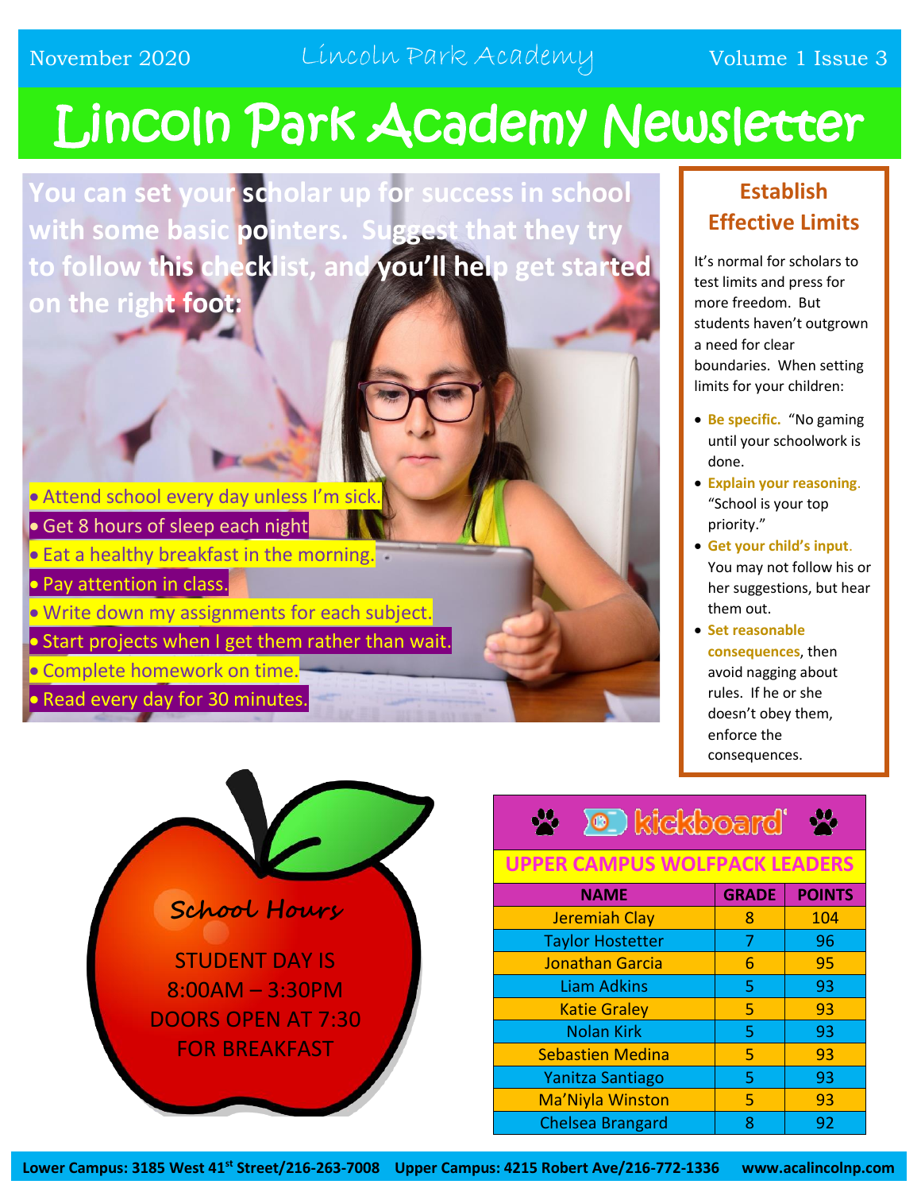# Lincoln Park Academy Newsletter

November 2020 · Lincoln Park Academy · Volume 1 Issue 3

**You can set your scholar up for success in school with some basic pointers. Suggest that they try to follow this checklist, and you'll help get started on the right foot:**

- Attend school every day unless I'm sick.
- Get 8 hours of sleep each night
- Eat a healthy breakfast in the morning.
- Pay attention in class.
- Write down my assignments for each subject.
- Start projects when I get them rather than wait.
- Complete homework on time.
- Read every day for 30 minutes.

## Establish Effective Limits

It's normal for scholars to test limits and press for more freedom. But students haven't outgrown a need for clear boundaries. When setting limits for your children:

- **Be specific.** "No gaming until your schoolwork is done.
- **Explain your reasoning.** "School is your top priority."
- **Get your child's input.** You may not follow his or her suggestions, but hear them out.
- **Set reasonable consequences**, then avoid nagging about rules. If he or she doesn't obey them, enforce the consequences.

## School Hours

STUDENT DAY IS 8:00AM – 3:30PM
DOORS OPEN AT 7:30 FOR BREAKFAST

## kickboard

### UPPER CAMPUS WOLFPACK LEADERS

| NAME | GRADE | POINTS |
|---|---|---|
| Jeremiah Clay | 8 | 104 |
| Taylor Hostetter | 7 | 96 |
| Jonathan Garcia | 6 | 95 |
| Liam Adkins | 5 | 93 |
| Katie Graley | 5 | 93 |
| Nolan Kirk | 5 | 93 |
| Sebastien Medina | 5 | 93 |
| Yanitza Santiago | 5 | 93 |
| Ma'Niyla Winston | 5 | 93 |
| Chelsea Brangard | 8 | 92 |

**Lower Campus: 3185 West 41st Street/216-263-7008 Upper Campus: 4215 Robert Ave/216-772-1336 www.acalincolnp.com**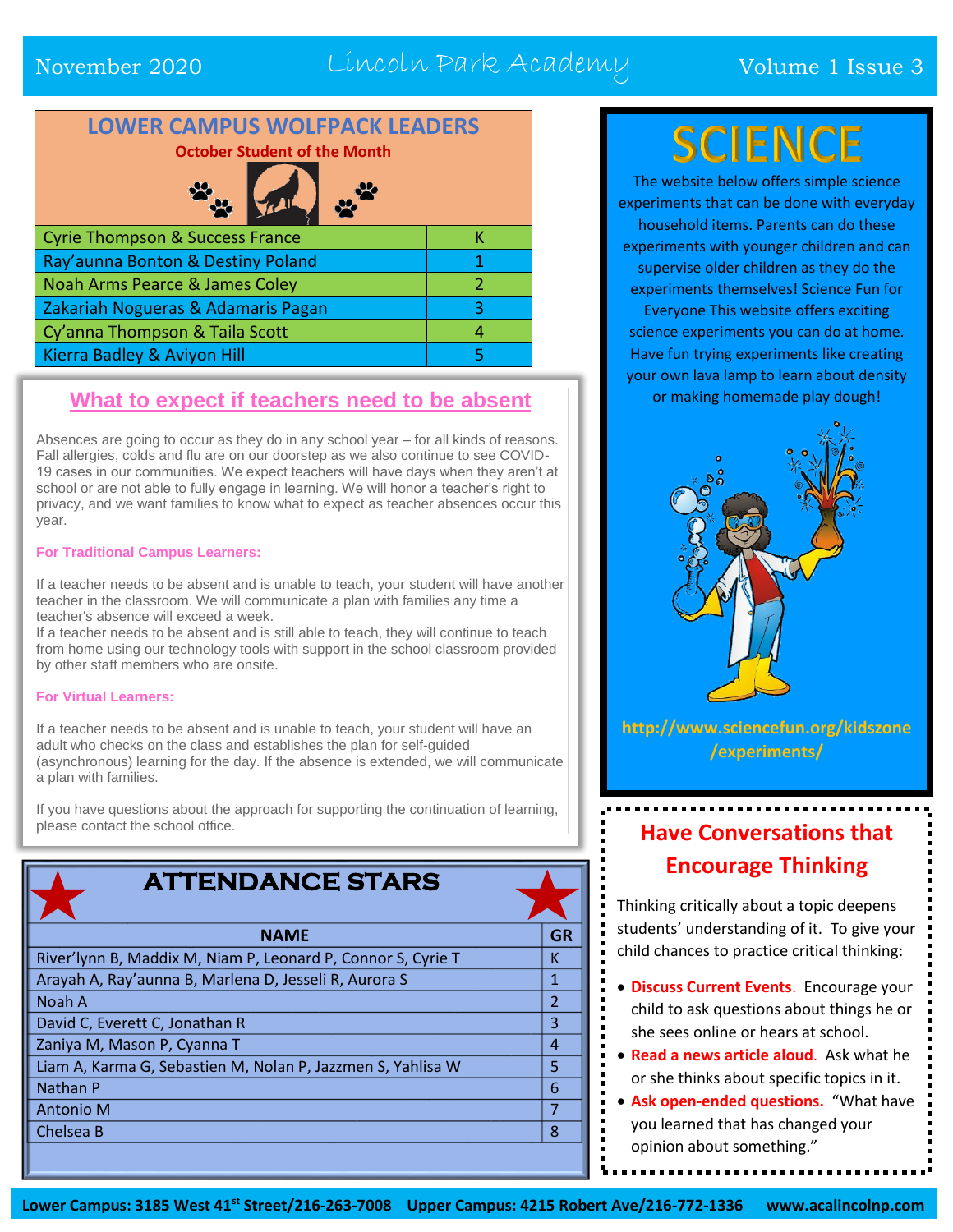# LOWER CAMPUS WOLFPACK LEADERS

**October Student of the Month**

| | |
|---|---|
| Cyrie Thompson & Success France | K |
| Ray'aunna Bonton & Destiny Poland | 1 |
| Noah Arms Pearce & James Coley | 2 |
| Zakariah Nogueras & Adamaris Pagan | 3 |
| Cy'anna Thompson & Taila Scott | 4 |
| Kierra Badley & Aviyon Hill | 5 |

## What to expect if teachers need to be absent

Absences are going to occur as they do in any school year – for all kinds of reasons. Fall allergies, colds and flu are on our doorstep as we also continue to see COVID-19 cases in our communities. We expect teachers will have days when they aren't at school or are not able to fully engage in learning. We will honor a teacher's right to privacy, and we want families to know what to expect as teacher absences occur this year.

**For Traditional Campus Learners:**

If a teacher needs to be absent and is unable to teach, your student will have another teacher in the classroom. We will communicate a plan with families any time a teacher's absence will exceed a week.

If a teacher needs to be absent and is still able to teach, they will continue to teach from home using our technology tools with support in the school classroom provided by other staff members who are onsite.

**For Virtual Learners:**

If a teacher needs to be absent and is unable to teach, your student will have an adult who checks on the class and establishes the plan for self-guided (asynchronous) learning for the day. If the absence is extended, we will communicate a plan with families.

If you have questions about the approach for supporting the continuation of learning, please contact the school office.

## ATTENDANCE STARS

| NAME | GR |
|---|---|
| River'lynn B, Maddix M, Niam P, Leonard P, Connor S, Cyrie T | K |
| Arayah A, Ray'aunna B, Marlena D, Jesseli R, Aurora S | 1 |
| Noah A | 2 |
| David C, Everett C, Jonathan R | 3 |
| Zaniya M, Mason P, Cyanna T | 4 |
| Liam A, Karma G, Sebastien M, Nolan P, Jazzmen S, Yahlisa W | 5 |
| Nathan P | 6 |
| Antonio M | 7 |
| Chelsea B | 8 |

## SCIENCE

The website below offers simple science experiments that can be done with everyday household items. Parents can do these experiments with younger children and can supervise older children as they do the experiments themselves! Science Fun for Everyone This website offers exciting science experiments you can do at home. Have fun trying experiments like creating your own lava lamp to learn about density or making homemade play dough!

**http://www.sciencefun.org/kidszone/experiments/**

## Have Conversations that Encourage Thinking

Thinking critically about a topic deepens students' understanding of it. To give your child chances to practice critical thinking:

- **Discuss Current Events**. Encourage your child to ask questions about things he or she sees online or hears at school.
- **Read a news article aloud**. Ask what he or she thinks about specific topics in it.
- **Ask open-ended questions.** "What have you learned that has changed your opinion about something."

**Lower Campus: 3185 West 41st Street/216-263-7008 Upper Campus: 4215 Robert Ave/216-772-1336 www.acalincolnp.com**